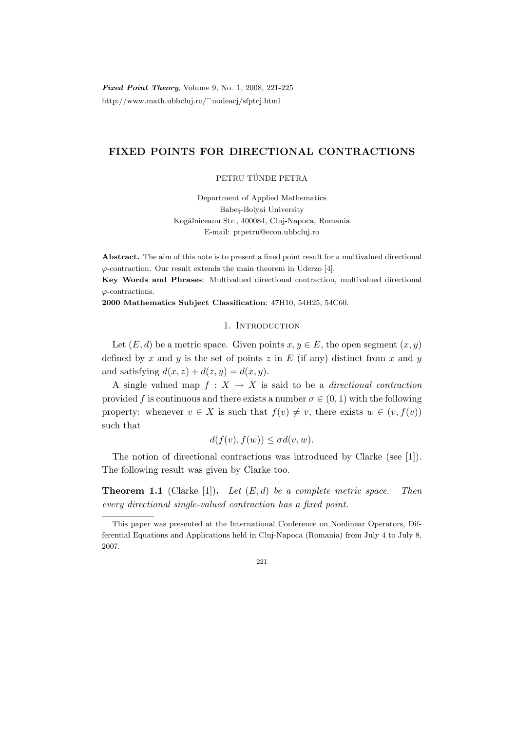# FIXED POINTS FOR DIRECTIONAL CONTRACTIONS

PETRU TÜNDE PETRA

Department of Applied Mathematics
Babeş-Bolyai University
Kogălniceanu Str., 400084, Cluj-Napoca, Romania
E-mail: ptpetru@econ.ubbcluj.ro

**Abstract.** The aim of this note is to present a fixed point result for a multivalued directional $\varphi$-contraction. Our result extends the main theorem in Uderzo [4].

**Key Words and Phrases**: Multivalued directional contraction, multivalued directional $\varphi$-contractions.

**2000 Mathematics Subject Classification**: 47H10, 54H25, 54C60.

## 1. Introduction

Let $(E, d)$ be a metric space. Given points $x, y \in E$, the open segment $(x, y)$ defined by $x$ and $y$ is the set of points $z$ in $E$ (if any) distinct from $x$ and $y$ and satisfying $d(x, z) + d(z, y) = d(x, y)$.

A single valued map $f : X \to X$ is said to be a *directional contraction* provided $f$ is continuous and there exists a number $\sigma \in (0, 1)$ with the following property: whenever $v \in X$ is such that $f(v) \neq v$, there exists $w \in (v, f(v))$ such that

$$d(f(v), f(w)) \leq \sigma d(v, w).$$

The notion of directional contractions was introduced by Clarke (see [1]). The following result was given by Clarke too.

**Theorem 1.1** (Clarke [1]). *Let $(E, d)$ be a complete metric space. Then every directional single-valued contraction has a fixed point.*

---

This paper was presented at the International Conference on Nonlinear Operators, Differential Equations and Applications held in Cluj-Napoca (Romania) from July 4 to July 8, 2007.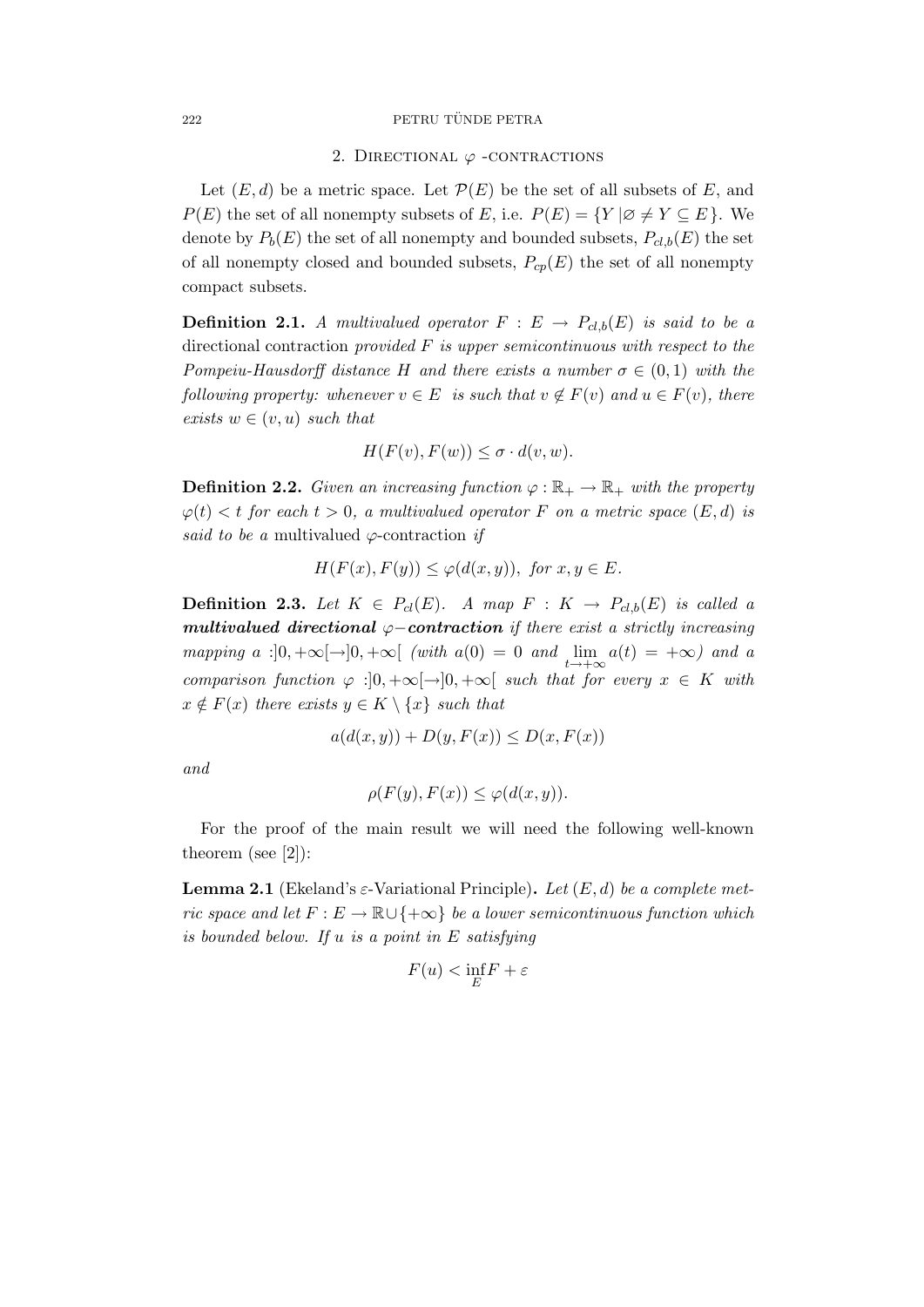## 2. Directional $\varphi$ -contractions

Let $(E,d)$ be a metric space. Let $\mathcal{P}(E)$ be the set of all subsets of $E$, and $P(E)$ the set of all nonempty subsets of $E$, i.e. $P(E) = \{Y \mid \varnothing \neq Y \subseteq E\}$. We denote by $P_b(E)$ the set of all nonempty and bounded subsets, $P_{cl,b}(E)$ the set of all nonempty closed and bounded subsets, $P_{cp}(E)$ the set of all nonempty compact subsets.

**Definition 2.1.** *A multivalued operator $F : E \to P_{cl,b}(E)$ is said to be a* directional contraction *provided $F$ is upper semicontinuous with respect to the Pompeiu-Hausdorff distance $H$ and there exists a number $\sigma \in (0,1)$ with the following property: whenever $v \in E$ is such that $v \notin F(v)$ and $u \in F(v)$, there exists $w \in (v,u)$ such that*

$$H(F(v), F(w)) \leq \sigma \cdot d(v,w).$$

**Definition 2.2.** *Given an increasing function $\varphi : \mathbb{R}_+ \to \mathbb{R}_+$ with the property $\varphi(t) < t$ for each $t > 0$, a multivalued operator $F$ on a metric space $(E,d)$ is said to be a* multivalued $\varphi$-contraction *if*

$$H(F(x), F(y)) \leq \varphi(d(x,y)), \text{ for } x, y \in E.$$

**Definition 2.3.** *Let $K \in P_{cl}(E)$. A map $F : K \to P_{cl,b}(E)$ is called a* ***multivalued directional*** $\varphi-$***contraction*** *if there exist a strictly increasing mapping $a : ]0,+\infty[ \to ]0,+\infty[$ (with $a(0) = 0$ and $\lim\limits_{t\to+\infty} a(t) = +\infty$) and a comparison function $\varphi : ]0,+\infty[ \to ]0,+\infty[$ such that for every $x \in K$ with $x \notin F(x)$ there exists $y \in K \setminus \{x\}$ such that*

$$a(d(x,y)) + D(y, F(x)) \leq D(x, F(x))$$

*and*

$$\rho(F(y), F(x)) \leq \varphi(d(x,y)).$$

For the proof of the main result we will need the following well-known theorem (see [2]):

**Lemma 2.1** (Ekeland's $\varepsilon$-Variational Principle)**.** *Let $(E,d)$ be a complete metric space and let $F : E \to \mathbb{R} \cup \{+\infty\}$ be a lower semicontinuous function which is bounded below. If $u$ is a point in $E$ satisfying*

$$F(u) < \inf_E F + \varepsilon$$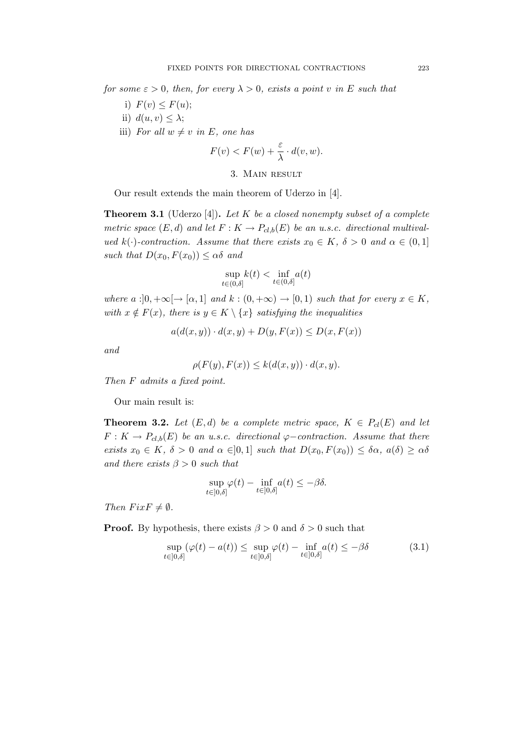*for some $\varepsilon > 0$, then, for every $\lambda > 0$, exists a point $v$ in $E$ such that*

i) $F(v) \leq F(u)$;

ii) $d(u, v) \leq \lambda$;

iii) *For all $w \neq v$ in $E$, one has*

$$F(v) < F(w) + \frac{\varepsilon}{\lambda} \cdot d(v, w).$$

## 3. Main result

Our result extends the main theorem of Uderzo in [4].

**Theorem 3.1** (Uderzo [4])**.** *Let $K$ be a closed nonempty subset of a complete metric space $(E, d)$ and let $F : K \to P_{cl,b}(E)$ be an u.s.c. directional multivalued $k(\cdot)$-contraction. Assume that there exists $x_0 \in K$, $\delta > 0$ and $\alpha \in (0, 1]$ such that $D(x_0, F(x_0)) \leq \alpha\delta$ and*

$$\sup_{t \in (0,\delta]} k(t) < \inf_{t \in (0,\delta]} a(t)$$

*where $a : ]0, +\infty[ \to [\alpha, 1]$ and $k : (0, +\infty) \to [0, 1)$ such that for every $x \in K$, with $x \notin F(x)$, there is $y \in K \setminus \{x\}$ satisfying the inequalities*

$$a(d(x, y)) \cdot d(x, y) + D(y, F(x)) \leq D(x, F(x))$$

*and*

$$\rho(F(y), F(x)) \leq k(d(x, y)) \cdot d(x, y).$$

*Then $F$ admits a fixed point.*

Our main result is:

**Theorem 3.2.** *Let $(E, d)$ be a complete metric space, $K \in P_{cl}(E)$ and let $F : K \to P_{cl,b}(E)$ be an u.s.c. directional $\varphi-$contraction. Assume that there exists $x_0 \in K$, $\delta > 0$ and $\alpha \in ]0, 1]$ such that $D(x_0, F(x_0)) \leq \delta\alpha$, $a(\delta) \geq \alpha\delta$ and there exists $\beta > 0$ such that*

$$\sup_{t \in ]0,\delta]} \varphi(t) - \inf_{t \in ]0,\delta]} a(t) \leq -\beta\delta.$$

*Then $Fix F \neq \emptyset$.*

**Proof.** By hypothesis, there exists $\beta > 0$ and $\delta > 0$ such that

$$\sup_{t \in ]0,\delta]} (\varphi(t) - a(t)) \leq \sup_{t \in ]0,\delta]} \varphi(t) - \inf_{t \in ]0,\delta]} a(t) \leq -\beta\delta \tag{3.1}$$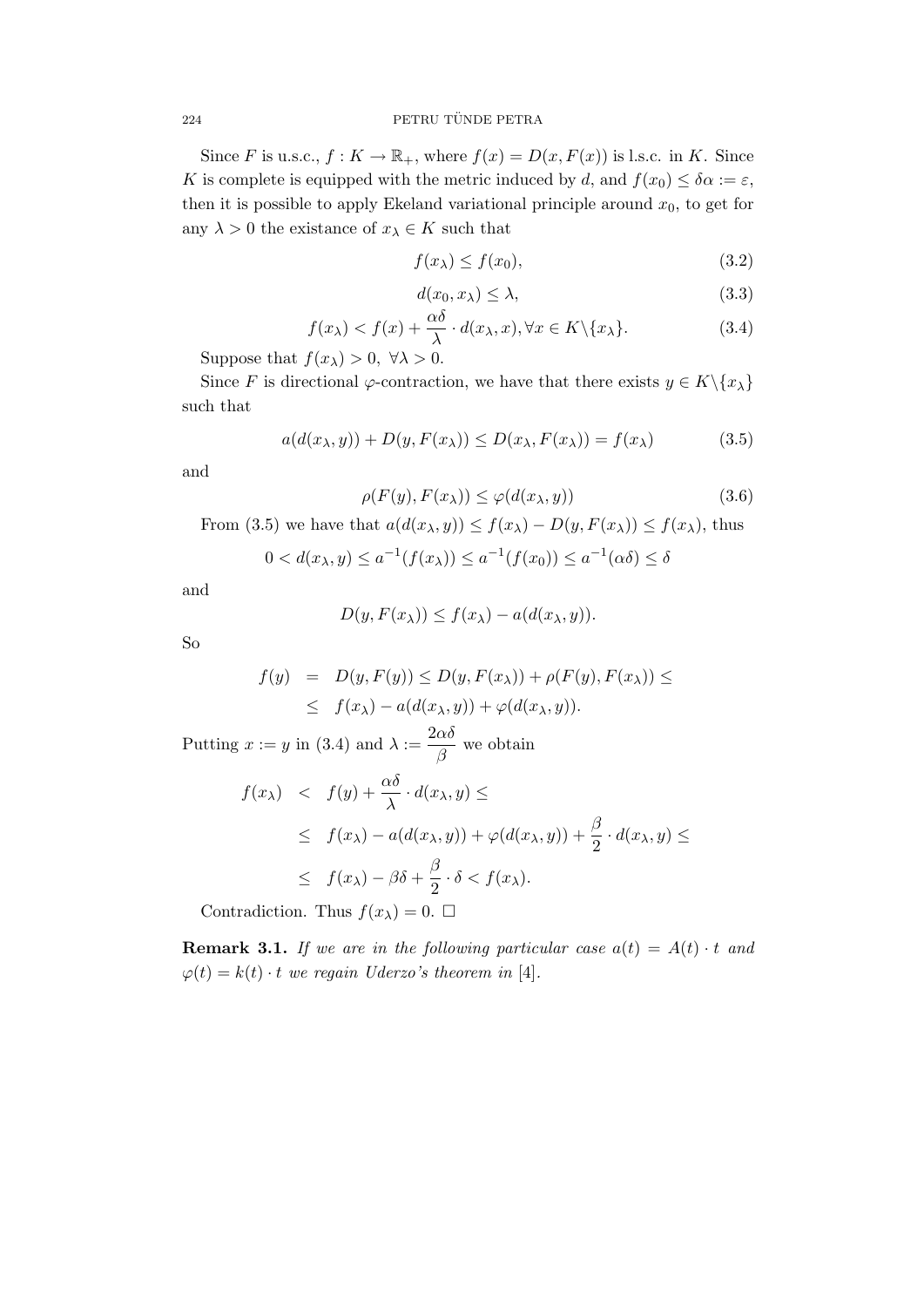Since $F$ is u.s.c., $f : K \to \mathbb{R}_+$, where $f(x) = D(x, F(x))$ is l.s.c. in $K$. Since $K$ is complete is equipped with the metric induced by $d$, and $f(x_0) \leq \delta\alpha := \varepsilon$, then it is possible to apply Ekeland variational principle around $x_0$, to get for any $\lambda > 0$ the existance of $x_\lambda \in K$ such that

$$f(x_\lambda) \leq f(x_0), \tag{3.2}$$

$$d(x_0, x_\lambda) \leq \lambda, \tag{3.3}$$

$$f(x_\lambda) < f(x) + \frac{\alpha\delta}{\lambda} \cdot d(x_\lambda, x), \forall x \in K \backslash \{x_\lambda\}. \tag{3.4}$$

Suppose that $f(x_\lambda) > 0, \ \forall \lambda > 0$.

Since $F$ is directional $\varphi$-contraction, we have that there exists $y \in K\backslash\{x_\lambda\}$ such that

$$a(d(x_\lambda, y)) + D(y, F(x_\lambda)) \leq D(x_\lambda, F(x_\lambda)) = f(x_\lambda) \tag{3.5}$$

and

$$\rho(F(y), F(x_\lambda)) \leq \varphi(d(x_\lambda, y)) \tag{3.6}$$

From (3.5) we have that $a(d(x_\lambda, y)) \leq f(x_\lambda) - D(y, F(x_\lambda)) \leq f(x_\lambda)$, thus

$$0 < d(x_\lambda, y) \leq a^{-1}(f(x_\lambda)) \leq a^{-1}(f(x_0)) \leq a^{-1}(\alpha\delta) \leq \delta$$

and

$$D(y, F(x_\lambda)) \leq f(x_\lambda) - a(d(x_\lambda, y)).$$

So

$$\begin{aligned} f(y) &= D(y, F(y)) \leq D(y, F(x_\lambda)) + \rho(F(y), F(x_\lambda)) \leq \\ &\leq f(x_\lambda) - a(d(x_\lambda, y)) + \varphi(d(x_\lambda, y)). \end{aligned}$$

Putting $x := y$ in (3.4) and $\lambda := \dfrac{2\alpha\delta}{\beta}$ we obtain

$$\begin{aligned} f(x_\lambda) &< f(y) + \frac{\alpha\delta}{\lambda} \cdot d(x_\lambda, y) \leq \\ &\leq f(x_\lambda) - a(d(x_\lambda, y)) + \varphi(d(x_\lambda, y)) + \frac{\beta}{2} \cdot d(x_\lambda, y) \leq \\ &\leq f(x_\lambda) - \beta\delta + \frac{\beta}{2} \cdot \delta < f(x_\lambda). \end{aligned}$$

Contradiction. Thus $f(x_\lambda) = 0$. $\square$

**Remark 3.1.** *If we are in the following particular case $a(t) = A(t) \cdot t$ and $\varphi(t) = k(t) \cdot t$ we regain Uderzo's theorem in* [4].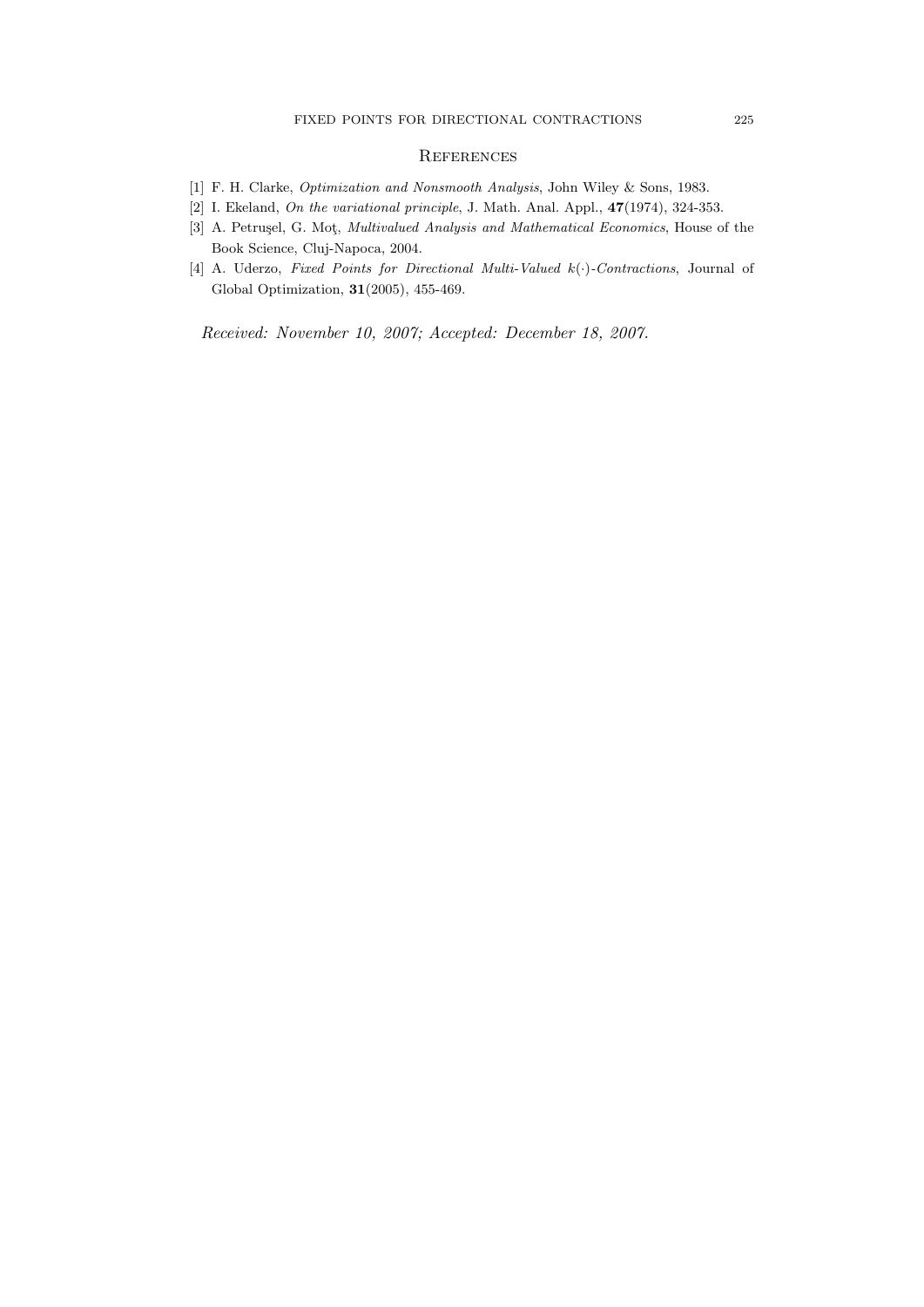## References

[1] F. H. Clarke, *Optimization and Nonsmooth Analysis*, John Wiley & Sons, 1983.

[2] I. Ekeland, *On the variational principle*, J. Math. Anal. Appl., **47**(1974), 324-353.

[3] A. Petruşel, G. Moţ, *Multivalued Analysis and Mathematical Economics*, House of the Book Science, Cluj-Napoca, 2004.

[4] A. Uderzo, *Fixed Points for Directional Multi-Valued $k(\cdot)$-Contractions*, Journal of Global Optimization, **31**(2005), 455-469.

*Received: November 10, 2007; Accepted: December 18, 2007.*